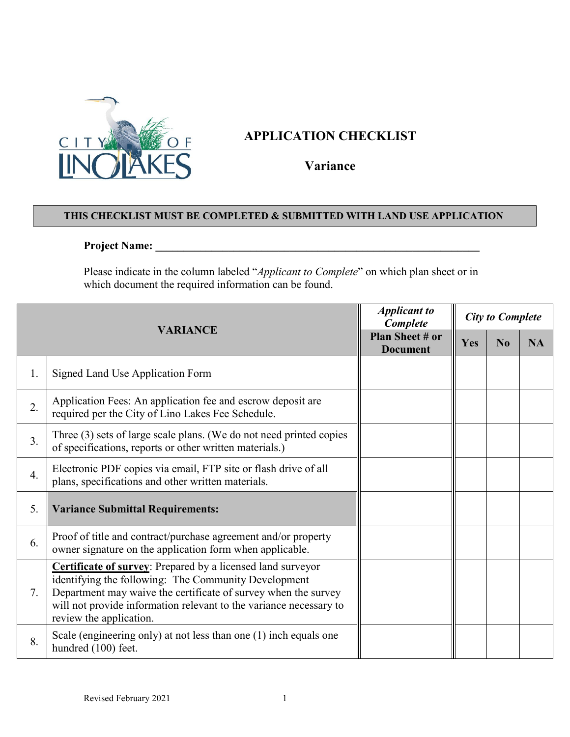CITY OF LINO LAKES

# APPLICATION CHECKLIST

## Variance

**THIS CHECKLIST MUST BE COMPLETED & SUBMITTED WITH LAND USE APPLICATION**

**Project Name:** ______________________________________________________________

Please indicate in the column labeled "*Applicant to Complete*" on which plan sheet or in which document the required information can be found.

| | **VARIANCE** | ***Applicant to Complete*** | ***City to Complete*** | | |
|---|---|---|---|---|---|
| | | **Plan Sheet # or Document** | **Yes** | **No** | **NA** |
| 1. | Signed Land Use Application Form | | | | |
| 2. | Application Fees: An application fee and escrow deposit are required per the City of Lino Lakes Fee Schedule. | | | | |
| 3. | Three (3) sets of large scale plans. (We do not need printed copies of specifications, reports or other written materials.) | | | | |
| 4. | Electronic PDF copies via email, FTP site or flash drive of all plans, specifications and other written materials. | | | | |
| 5. | **Variance Submittal Requirements:** | | | | |
| 6. | Proof of title and contract/purchase agreement and/or property owner signature on the application form when applicable. | | | | |
| 7. | **<u>Certificate of survey</u>**: Prepared by a licensed land surveyor identifying the following: The Community Development Department may waive the certificate of survey when the survey will not provide information relevant to the variance necessary to review the application. | | | | |
| 8. | Scale (engineering only) at not less than one (1) inch equals one hundred (100) feet. | | | | |

Revised February 2021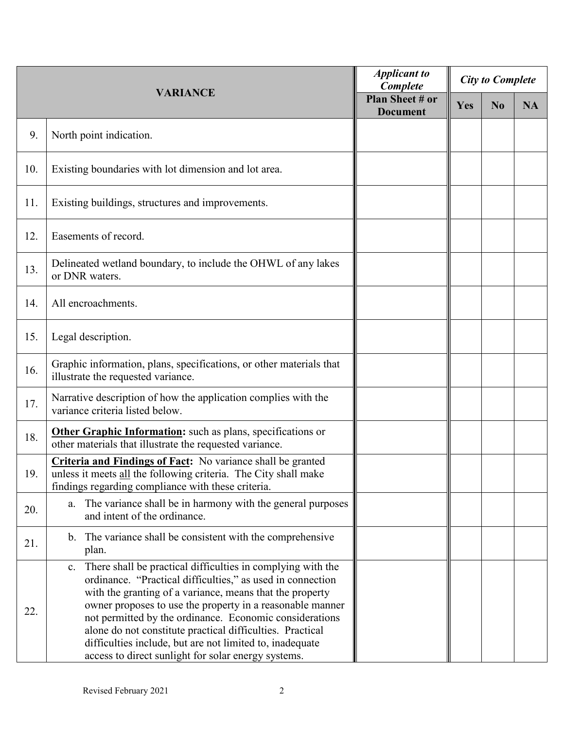| VARIANCE | | Applicant to Complete<br>Plan Sheet # or Document | City to Complete<br>Yes | No | NA |
|---|---|---|---|---|---|
| 9. | North point indication. | | | | |
| 10. | Existing boundaries with lot dimension and lot area. | | | | |
| 11. | Existing buildings, structures and improvements. | | | | |
| 12. | Easements of record. | | | | |
| 13. | Delineated wetland boundary, to include the OHWL of any lakes or DNR waters. | | | | |
| 14. | All encroachments. | | | | |
| 15. | Legal description. | | | | |
| 16. | Graphic information, plans, specifications, or other materials that illustrate the requested variance. | | | | |
| 17. | Narrative description of how the application complies with the variance criteria listed below. | | | | |
| 18. | **Other Graphic Information:** such as plans, specifications or other materials that illustrate the requested variance. | | | | |
| 19. | **Criteria and Findings of Fact:** No variance shall be granted unless it meets all the following criteria. The City shall make findings regarding compliance with these criteria. | | | | |
| 20. | a. The variance shall be in harmony with the general purposes and intent of the ordinance. | | | | |
| 21. | b. The variance shall be consistent with the comprehensive plan. | | | | |
| 22. | c. There shall be practical difficulties in complying with the ordinance. "Practical difficulties," as used in connection with the granting of a variance, means that the property owner proposes to use the property in a reasonable manner not permitted by the ordinance. Economic considerations alone do not constitute practical difficulties. Practical difficulties include, but are not limited to, inadequate access to direct sunlight for solar energy systems. | | | | |

Revised February 2021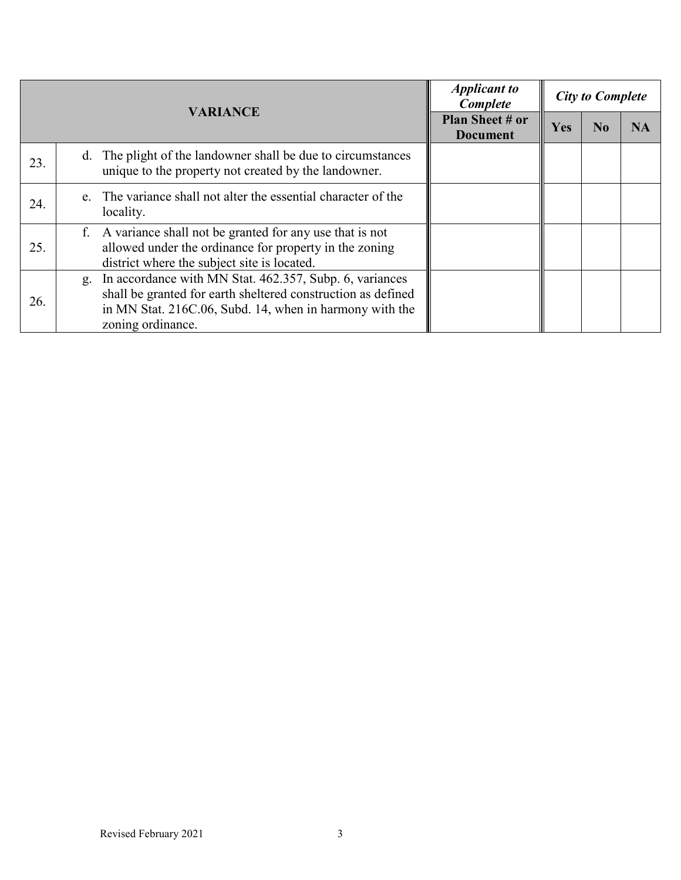| VARIANCE | | *Applicant to Complete* | *City to Complete* | | |
|---|---|---|---|---|---|
| | | **Plan Sheet # or Document** | **Yes** | **No** | **NA** |
| 23. | d. The plight of the landowner shall be due to circumstances unique to the property not created by the landowner. | | | | |
| 24. | e. The variance shall not alter the essential character of the locality. | | | | |
| 25. | f. A variance shall not be granted for any use that is not allowed under the ordinance for property in the zoning district where the subject site is located. | | | | |
| 26. | g. In accordance with MN Stat. 462.357, Subp. 6, variances shall be granted for earth sheltered construction as defined in MN Stat. 216C.06, Subd. 14, when in harmony with the zoning ordinance. | | | | |

Revised February 2021